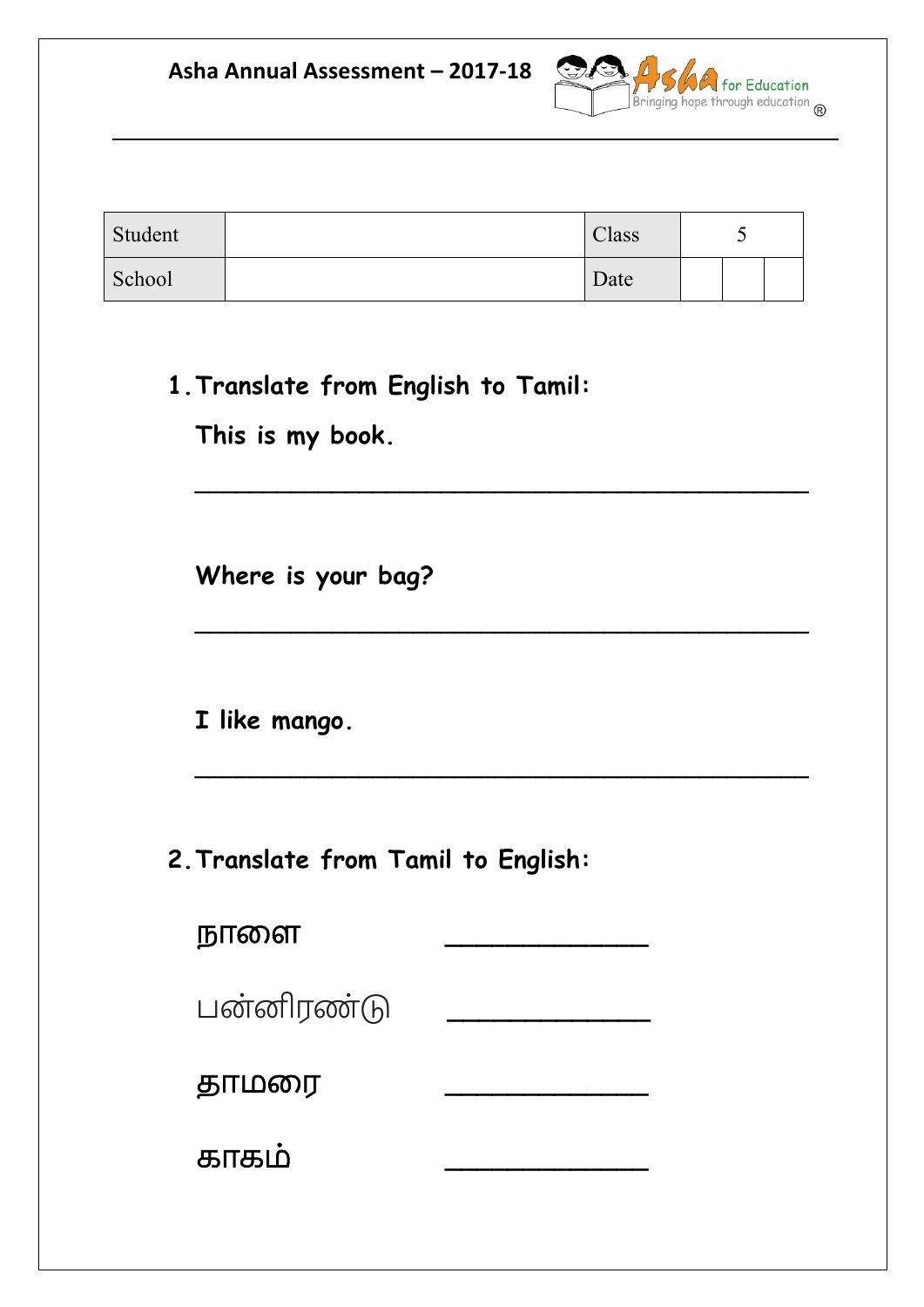**Asha Annual Assessment – 2017-18**

Asha for Education
Bringing hope through education ®

| Student | | Class | 5 | |
|---|---|---|---|---|
| School | | Date | | |

1. **Translate from English to Tamil:**

   **This is my book.**

   ________________________________________

   **Where is your bag?**

   ________________________________________

   **I like mango.**

   ________________________________________

2. **Translate from Tamil to English:**

   நாளை ____________

   பன்னிரண்டு ____________

   தாமரை ____________

   காகம் ____________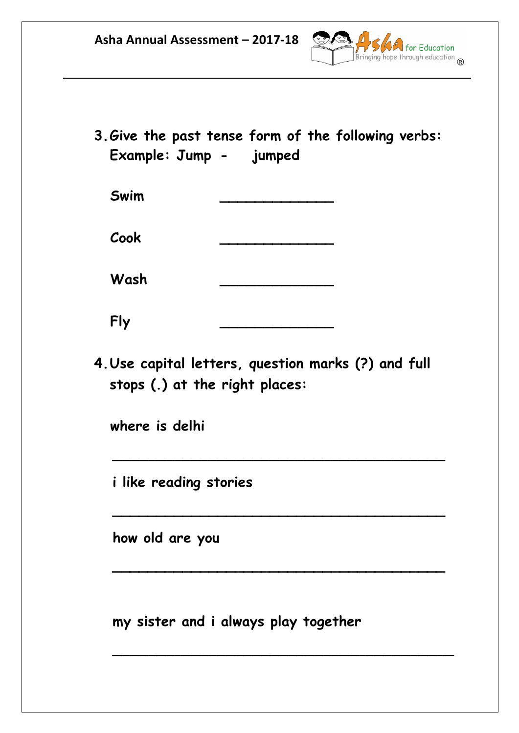**3. Give the past tense form of the following verbs:**
**Example: Jump - jumped**

**Swim** _____________

**Cook** _____________

**Wash** _____________

**Fly** _____________

**4. Use capital letters, question marks (?) and full stops (.) at the right places:**

**where is delhi**

_______________________________________

**i like reading stories**

_______________________________________

**how old are you**

_______________________________________

**my sister and i always play together**

_______________________________________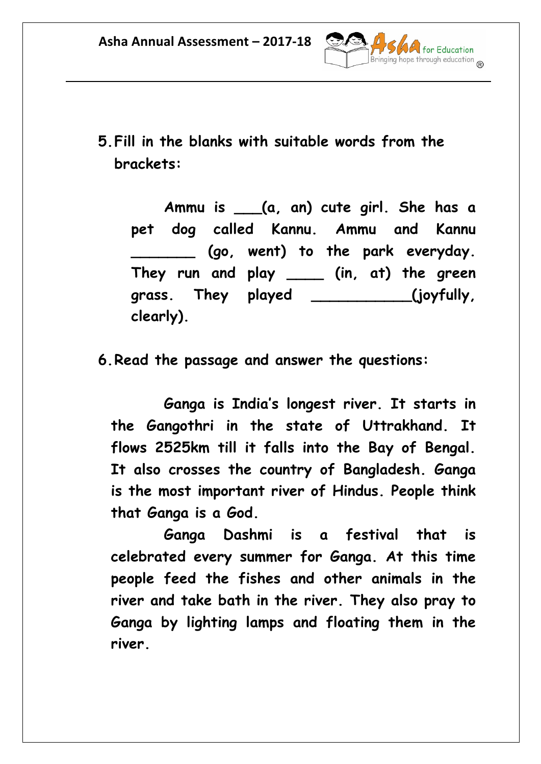**5. Fill in the blanks with suitable words from the brackets:**

**Ammu is ___(a, an) cute girl. She has a pet dog called Kannu. Ammu and Kannu _______ (go, went) to the park everyday. They run and play ____ (in, at) the green grass. They played ___________(joyfully, clearly).**

**6. Read the passage and answer the questions:**

**Ganga is India's longest river. It starts in the Gangothri in the state of Uttrakhand. It flows 2525km till it falls into the Bay of Bengal. It also crosses the country of Bangladesh. Ganga is the most important river of Hindus. People think that Ganga is a God.**

**Ganga Dashmi is a festival that is celebrated every summer for Ganga. At this time people feed the fishes and other animals in the river and take bath in the river. They also pray to Ganga by lighting lamps and floating them in the river.**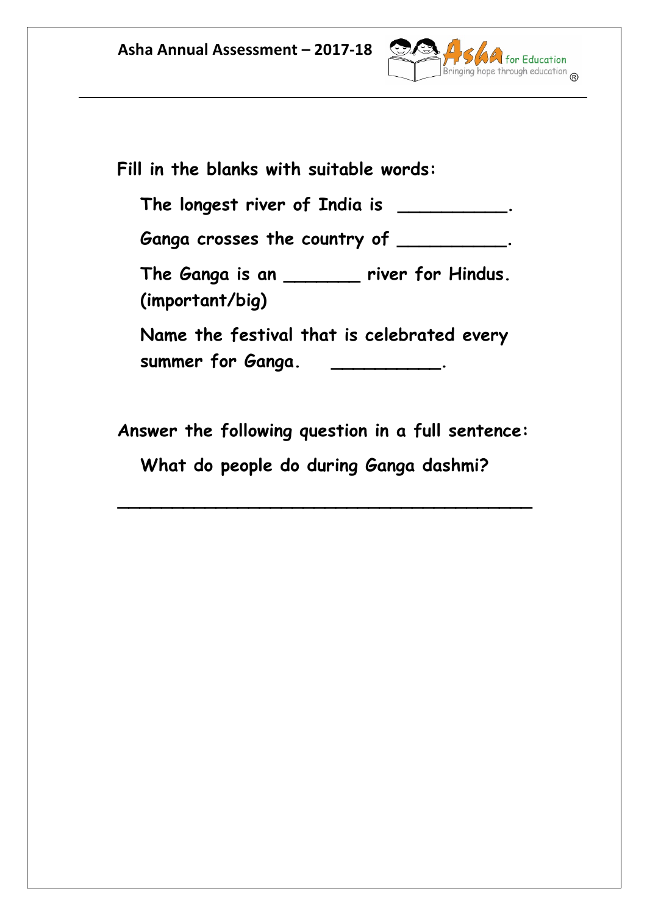**Fill in the blanks with suitable words:**

The longest river of India is __________.

Ganga crosses the country of __________.

The Ganga is an _______ river for Hindus. (important/big)

Name the festival that is celebrated every summer for Ganga. __________.

**Answer the following question in a full sentence:**

What do people do during Ganga dashmi?

_______________________________________